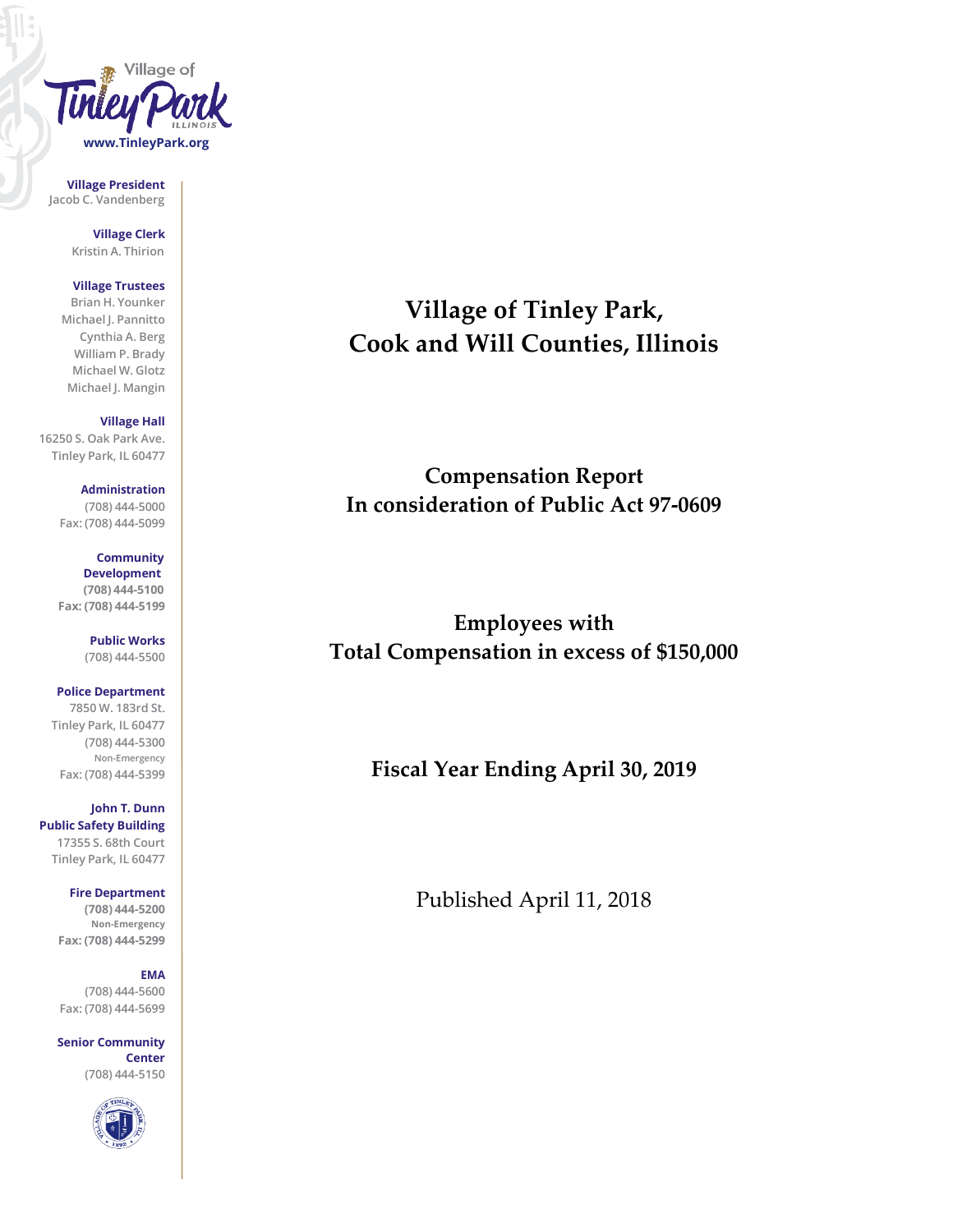Village of Tinley Park ILLINOIS

www.TinleyPark.org

**Village President**
Jacob C. Vandenberg

**Village Clerk**
Kristin A. Thirion

**Village Trustees**
Brian H. Younker
Michael J. Pannitto
Cynthia A. Berg
William P. Brady
Michael W. Glotz
Michael J. Mangin

**Village Hall**
16250 S. Oak Park Ave.
Tinley Park, IL 60477

**Administration**
(708) 444-5000
Fax: (708) 444-5099

**Community Development**
(708) 444-5100
Fax: (708) 444-5199

**Public Works**
(708) 444-5500

**Police Department**
7850 W. 183rd St.
Tinley Park, IL 60477
(708) 444-5300
Non-Emergency
Fax: (708) 444-5399

**John T. Dunn Public Safety Building**
17355 S. 68th Court
Tinley Park, IL 60477

**Fire Department**
(708) 444-5200
Non-Emergency
Fax: (708) 444-5299

**EMA**
(708) 444-5600
Fax: (708) 444-5699

**Senior Community Center**
(708) 444-5150

# Village of Tinley Park, Cook and Will Counties, Illinois

## Compensation Report In consideration of Public Act 97-0609

## Employees with Total Compensation in excess of $150,000

## Fiscal Year Ending April 30, 2019

Published April 11, 2018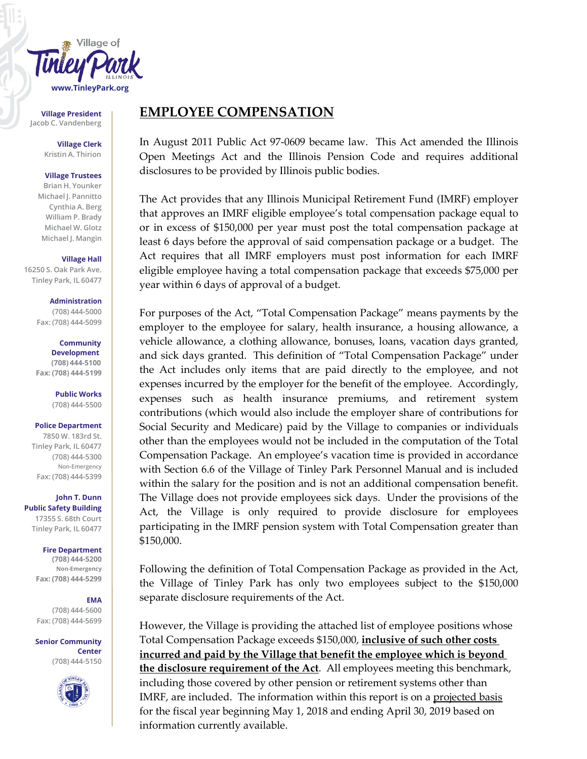Village of Tinley Park
ILLINOIS
www.TinleyPark.org

**Village President**
Jacob C. Vandenberg

**Village Clerk**
Kristin A. Thirion

**Village Trustees**
Brian H. Younker
Michael J. Pannitto
Cynthia A. Berg
William P. Brady
Michael W. Glotz
Michael J. Mangin

**Village Hall**
16250 S. Oak Park Ave.
Tinley Park, IL 60477

**Administration**
(708) 444-5000
Fax: (708) 444-5099

**Community Development**
(708) 444-5100
Fax: (708) 444-5199

**Public Works**
(708) 444-5500

**Police Department**
7850 W. 183rd St.
Tinley Park, IL 60477
(708) 444-5300
Non-Emergency
Fax: (708) 444-5399

**John T. Dunn Public Safety Building**
17355 S. 68th Court
Tinley Park, IL 60477

**Fire Department**
(708) 444-5200
Non-Emergency
Fax: (708) 444-5299

**EMA**
(708) 444-5600
Fax: (708) 444-5699

**Senior Community Center**
(708) 444-5150

# EMPLOYEE COMPENSATION

In August 2011 Public Act 97-0609 became law. This Act amended the Illinois Open Meetings Act and the Illinois Pension Code and requires additional disclosures to be provided by Illinois public bodies.

The Act provides that any Illinois Municipal Retirement Fund (IMRF) employer that approves an IMRF eligible employee's total compensation package equal to or in excess of $150,000 per year must post the total compensation package at least 6 days before the approval of said compensation package or a budget. The Act requires that all IMRF employers must post information for each IMRF eligible employee having a total compensation package that exceeds $75,000 per year within 6 days of approval of a budget.

For purposes of the Act, "Total Compensation Package" means payments by the employer to the employee for salary, health insurance, a housing allowance, a vehicle allowance, a clothing allowance, bonuses, loans, vacation days granted, and sick days granted. This definition of "Total Compensation Package" under the Act includes only items that are paid directly to the employee, and not expenses incurred by the employer for the benefit of the employee. Accordingly, expenses such as health insurance premiums, and retirement system contributions (which would also include the employer share of contributions for Social Security and Medicare) paid by the Village to companies or individuals other than the employees would not be included in the computation of the Total Compensation Package. An employee's vacation time is provided in accordance with Section 6.6 of the Village of Tinley Park Personnel Manual and is included within the salary for the position and is not an additional compensation benefit. The Village does not provide employees sick days. Under the provisions of the Act, the Village is only required to provide disclosure for employees participating in the IMRF pension system with Total Compensation greater than $150,000.

Following the definition of Total Compensation Package as provided in the Act, the Village of Tinley Park has only two employees subject to the $150,000 separate disclosure requirements of the Act.

However, the Village is providing the attached list of employee positions whose Total Compensation Package exceeds $150,000, **inclusive of such other costs incurred and paid by the Village that benefit the employee which is beyond the disclosure requirement of the Act**. All employees meeting this benchmark, including those covered by other pension or retirement systems other than IMRF, are included. The information within this report is on a projected basis for the fiscal year beginning May 1, 2018 and ending April 30, 2019 based on information currently available.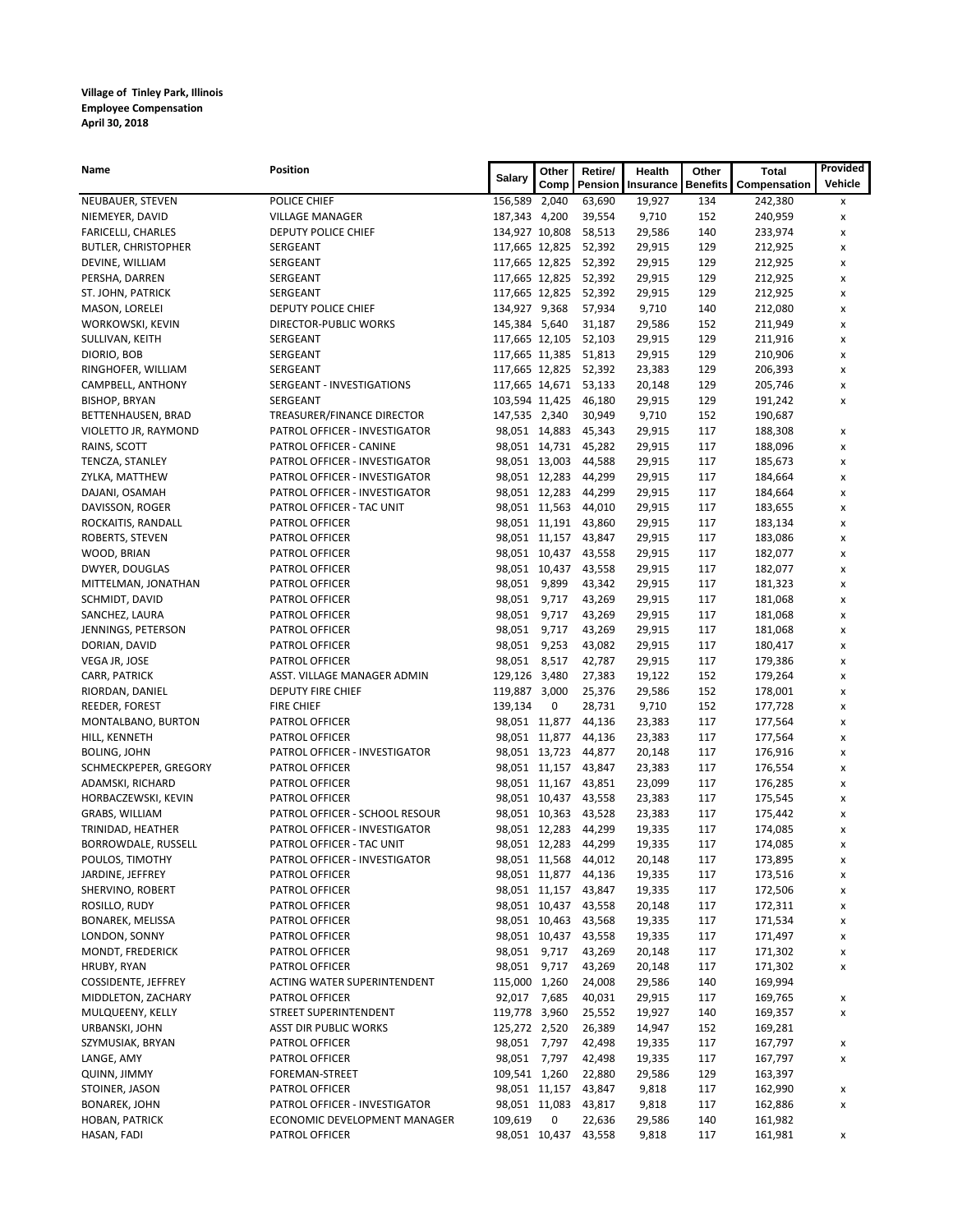**Village of Tinley Park, Illinois**
**Employee Compensation**
**April 30, 2018**

| Name | Position | Salary | Other Comp | Retire/ Pension | Health Insurance | Other Benefits | Total Compensation | Provided Vehicle |
|---|---|---|---|---|---|---|---|---|
| NEUBAUER, STEVEN | POLICE CHIEF | 156,589 | 2,040 | 63,690 | 19,927 | 134 | 242,380 | x |
| NIEMEYER, DAVID | VILLAGE MANAGER | 187,343 | 4,200 | 39,554 | 9,710 | 152 | 240,959 | x |
| FARICELLI, CHARLES | DEPUTY POLICE CHIEF | 134,927 | 10,808 | 58,513 | 29,586 | 140 | 233,974 | x |
| BUTLER, CHRISTOPHER | SERGEANT | 117,665 | 12,825 | 52,392 | 29,915 | 129 | 212,925 | x |
| DEVINE, WILLIAM | SERGEANT | 117,665 | 12,825 | 52,392 | 29,915 | 129 | 212,925 | x |
| PERSHA, DARREN | SERGEANT | 117,665 | 12,825 | 52,392 | 29,915 | 129 | 212,925 | x |
| ST. JOHN, PATRICK | SERGEANT | 117,665 | 12,825 | 52,392 | 29,915 | 129 | 212,925 | x |
| MASON, LORELEI | DEPUTY POLICE CHIEF | 134,927 | 9,368 | 57,934 | 9,710 | 140 | 212,080 | x |
| WORKOWSKI, KEVIN | DIRECTOR-PUBLIC WORKS | 145,384 | 5,640 | 31,187 | 29,586 | 152 | 211,949 | x |
| SULLIVAN, KEITH | SERGEANT | 117,665 | 12,105 | 52,103 | 29,915 | 129 | 211,916 | x |
| DIORIO, BOB | SERGEANT | 117,665 | 11,385 | 51,813 | 29,915 | 129 | 210,906 | x |
| RINGHOFER, WILLIAM | SERGEANT | 117,665 | 12,825 | 52,392 | 23,383 | 129 | 206,393 | x |
| CAMPBELL, ANTHONY | SERGEANT - INVESTIGATIONS | 117,665 | 14,671 | 53,133 | 20,148 | 129 | 205,746 | x |
| BISHOP, BRYAN | SERGEANT | 103,594 | 11,425 | 46,180 | 29,915 | 129 | 191,242 | x |
| BETTENHAUSEN, BRAD | TREASURER/FINANCE DIRECTOR | 147,535 | 2,340 | 30,949 | 9,710 | 152 | 190,687 | |
| VIOLETTO JR, RAYMOND | PATROL OFFICER - INVESTIGATOR | 98,051 | 14,883 | 45,343 | 29,915 | 117 | 188,308 | x |
| RAINS, SCOTT | PATROL OFFICER - CANINE | 98,051 | 14,731 | 45,282 | 29,915 | 117 | 188,096 | x |
| TENCZA, STANLEY | PATROL OFFICER - INVESTIGATOR | 98,051 | 13,003 | 44,588 | 29,915 | 117 | 185,673 | x |
| ZYLKA, MATTHEW | PATROL OFFICER - INVESTIGATOR | 98,051 | 12,283 | 44,299 | 29,915 | 117 | 184,664 | x |
| DAJANI, OSAMAH | PATROL OFFICER - INVESTIGATOR | 98,051 | 12,283 | 44,299 | 29,915 | 117 | 184,664 | x |
| DAVISSON, ROGER | PATROL OFFICER - TAC UNIT | 98,051 | 11,563 | 44,010 | 29,915 | 117 | 183,655 | x |
| ROCKAITIS, RANDALL | PATROL OFFICER | 98,051 | 11,191 | 43,860 | 29,915 | 117 | 183,134 | x |
| ROBERTS, STEVEN | PATROL OFFICER | 98,051 | 11,157 | 43,847 | 29,915 | 117 | 183,086 | x |
| WOOD, BRIAN | PATROL OFFICER | 98,051 | 10,437 | 43,558 | 29,915 | 117 | 182,077 | x |
| DWYER, DOUGLAS | PATROL OFFICER | 98,051 | 10,437 | 43,558 | 29,915 | 117 | 182,077 | x |
| MITTELMAN, JONATHAN | PATROL OFFICER | 98,051 | 9,899 | 43,342 | 29,915 | 117 | 181,323 | x |
| SCHMIDT, DAVID | PATROL OFFICER | 98,051 | 9,717 | 43,269 | 29,915 | 117 | 181,068 | x |
| SANCHEZ, LAURA | PATROL OFFICER | 98,051 | 9,717 | 43,269 | 29,915 | 117 | 181,068 | x |
| JENNINGS, PETERSON | PATROL OFFICER | 98,051 | 9,717 | 43,269 | 29,915 | 117 | 181,068 | x |
| DORIAN, DAVID | PATROL OFFICER | 98,051 | 9,253 | 43,082 | 29,915 | 117 | 180,417 | x |
| VEGA JR, JOSE | PATROL OFFICER | 98,051 | 8,517 | 42,787 | 29,915 | 117 | 179,386 | x |
| CARR, PATRICK | ASST. VILLAGE MANAGER ADMIN | 129,126 | 3,480 | 27,383 | 19,122 | 152 | 179,264 | x |
| RIORDAN, DANIEL | DEPUTY FIRE CHIEF | 119,887 | 3,000 | 25,376 | 29,586 | 152 | 178,001 | x |
| REEDER, FOREST | FIRE CHIEF | 139,134 | 0 | 28,731 | 9,710 | 152 | 177,728 | x |
| MONTALBANO, BURTON | PATROL OFFICER | 98,051 | 11,877 | 44,136 | 23,383 | 117 | 177,564 | x |
| HILL, KENNETH | PATROL OFFICER | 98,051 | 11,877 | 44,136 | 23,383 | 117 | 177,564 | x |
| BOLING, JOHN | PATROL OFFICER - INVESTIGATOR | 98,051 | 13,723 | 44,877 | 20,148 | 117 | 176,916 | x |
| SCHMECKPEPER, GREGORY | PATROL OFFICER | 98,051 | 11,157 | 43,847 | 23,383 | 117 | 176,554 | x |
| ADAMSKI, RICHARD | PATROL OFFICER | 98,051 | 11,167 | 43,851 | 23,099 | 117 | 176,285 | x |
| HORBACZEWSKI, KEVIN | PATROL OFFICER | 98,051 | 10,437 | 43,558 | 23,383 | 117 | 175,545 | x |
| GRABS, WILLIAM | PATROL OFFICER - SCHOOL RESOUR | 98,051 | 10,363 | 43,528 | 23,383 | 117 | 175,442 | x |
| TRINIDAD, HEATHER | PATROL OFFICER - INVESTIGATOR | 98,051 | 12,283 | 44,299 | 19,335 | 117 | 174,085 | x |
| BORROWDALE, RUSSELL | PATROL OFFICER - TAC UNIT | 98,051 | 12,283 | 44,299 | 19,335 | 117 | 174,085 | x |
| POULOS, TIMOTHY | PATROL OFFICER - INVESTIGATOR | 98,051 | 11,568 | 44,012 | 20,148 | 117 | 173,895 | x |
| JARDINE, JEFFREY | PATROL OFFICER | 98,051 | 11,877 | 44,136 | 19,335 | 117 | 173,516 | x |
| SHERVINO, ROBERT | PATROL OFFICER | 98,051 | 11,157 | 43,847 | 19,335 | 117 | 172,506 | x |
| ROSILLO, RUDY | PATROL OFFICER | 98,051 | 10,437 | 43,558 | 20,148 | 117 | 172,311 | x |
| BONAREK, MELISSA | PATROL OFFICER | 98,051 | 10,463 | 43,568 | 19,335 | 117 | 171,534 | x |
| LONDON, SONNY | PATROL OFFICER | 98,051 | 10,437 | 43,558 | 19,335 | 117 | 171,497 | x |
| MONDT, FREDERICK | PATROL OFFICER | 98,051 | 9,717 | 43,269 | 20,148 | 117 | 171,302 | x |
| HRUBY, RYAN | PATROL OFFICER | 98,051 | 9,717 | 43,269 | 20,148 | 117 | 171,302 | x |
| COSSIDENTE, JEFFREY | ACTING WATER SUPERINTENDENT | 115,000 | 1,260 | 24,008 | 29,586 | 140 | 169,994 | |
| MIDDLETON, ZACHARY | PATROL OFFICER | 92,017 | 7,685 | 40,031 | 29,915 | 117 | 169,765 | x |
| MULQUEENY, KELLY | STREET SUPERINTENDENT | 119,778 | 3,960 | 25,552 | 19,927 | 140 | 169,357 | x |
| URBANSKI, JOHN | ASST DIR PUBLIC WORKS | 125,272 | 2,520 | 26,389 | 14,947 | 152 | 169,281 | |
| SZYMUSIAK, BRYAN | PATROL OFFICER | 98,051 | 7,797 | 42,498 | 19,335 | 117 | 167,797 | x |
| LANGE, AMY | PATROL OFFICER | 98,051 | 7,797 | 42,498 | 19,335 | 117 | 167,797 | x |
| QUINN, JIMMY | FOREMAN-STREET | 109,541 | 1,260 | 22,880 | 29,586 | 129 | 163,397 | |
| STOINER, JASON | PATROL OFFICER | 98,051 | 11,157 | 43,847 | 9,818 | 117 | 162,990 | x |
| BONAREK, JOHN | PATROL OFFICER - INVESTIGATOR | 98,051 | 11,083 | 43,817 | 9,818 | 117 | 162,886 | x |
| HOBAN, PATRICK | ECONOMIC DEVELOPMENT MANAGER | 109,619 | 0 | 22,636 | 29,586 | 140 | 161,982 | |
| HASAN, FADI | PATROL OFFICER | 98,051 | 10,437 | 43,558 | 9,818 | 117 | 161,981 | x |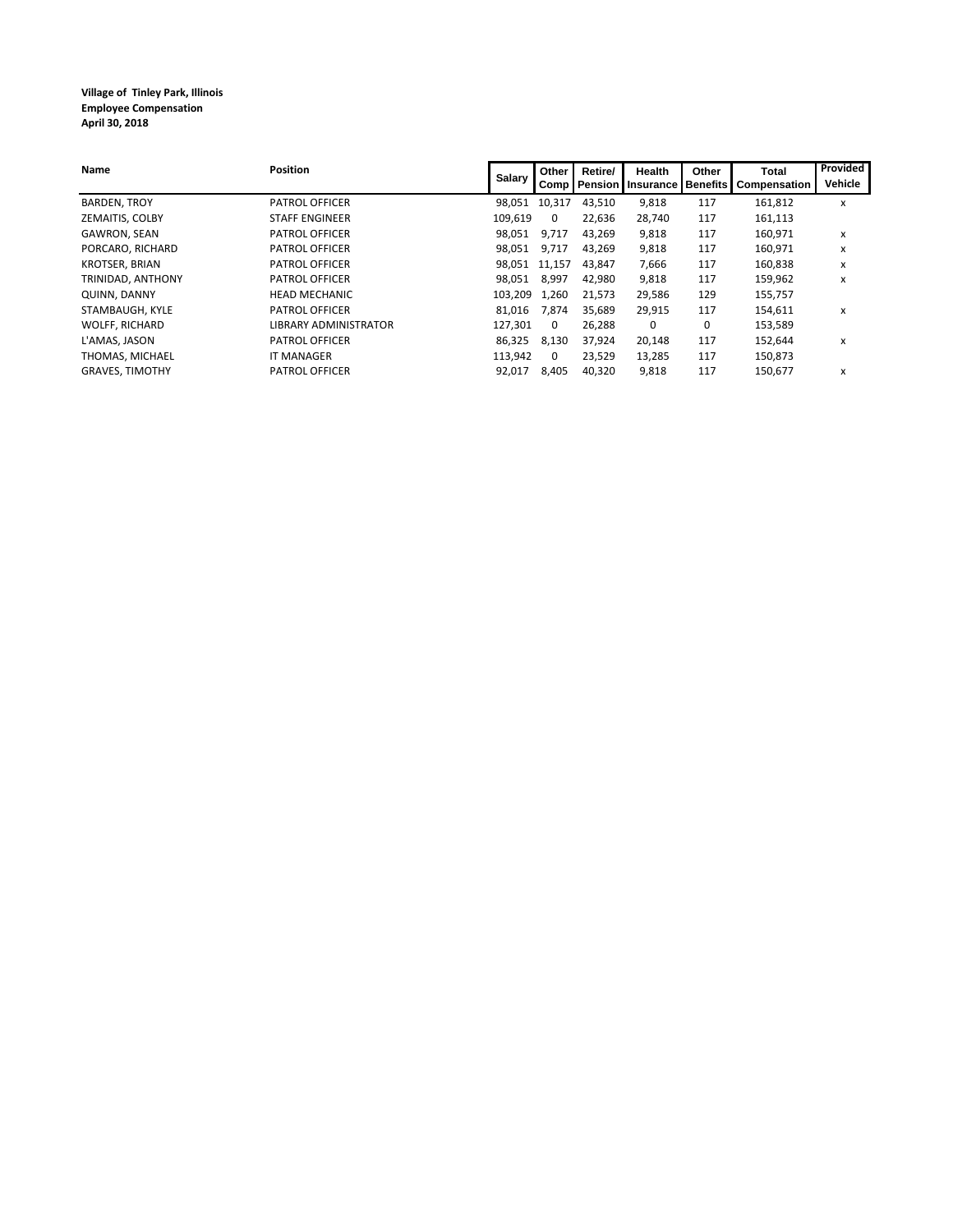**Village of Tinley Park, Illinois**
**Employee Compensation**
**April 30, 2018**

| Name | Position | Salary | Other Comp | Retire/ Pension | Health Insurance | Other Benefits | Total Compensation | Provided Vehicle |
|---|---|---|---|---|---|---|---|---|
| BARDEN, TROY | PATROL OFFICER | 98,051 | 10,317 | 43,510 | 9,818 | 117 | 161,812 | x |
| ZEMAITIS, COLBY | STAFF ENGINEER | 109,619 | 0 | 22,636 | 28,740 | 117 | 161,113 | |
| GAWRON, SEAN | PATROL OFFICER | 98,051 | 9,717 | 43,269 | 9,818 | 117 | 160,971 | x |
| PORCARO, RICHARD | PATROL OFFICER | 98,051 | 9,717 | 43,269 | 9,818 | 117 | 160,971 | x |
| KROTSER, BRIAN | PATROL OFFICER | 98,051 | 11,157 | 43,847 | 7,666 | 117 | 160,838 | x |
| TRINIDAD, ANTHONY | PATROL OFFICER | 98,051 | 8,997 | 42,980 | 9,818 | 117 | 159,962 | x |
| QUINN, DANNY | HEAD MECHANIC | 103,209 | 1,260 | 21,573 | 29,586 | 129 | 155,757 | |
| STAMBAUGH, KYLE | PATROL OFFICER | 81,016 | 7,874 | 35,689 | 29,915 | 117 | 154,611 | x |
| WOLFF, RICHARD | LIBRARY ADMINISTRATOR | 127,301 | 0 | 26,288 | 0 | 0 | 153,589 | |
| L'AMAS, JASON | PATROL OFFICER | 86,325 | 8,130 | 37,924 | 20,148 | 117 | 152,644 | x |
| THOMAS, MICHAEL | IT MANAGER | 113,942 | 0 | 23,529 | 13,285 | 117 | 150,873 | |
| GRAVES, TIMOTHY | PATROL OFFICER | 92,017 | 8,405 | 40,320 | 9,818 | 117 | 150,677 | x |